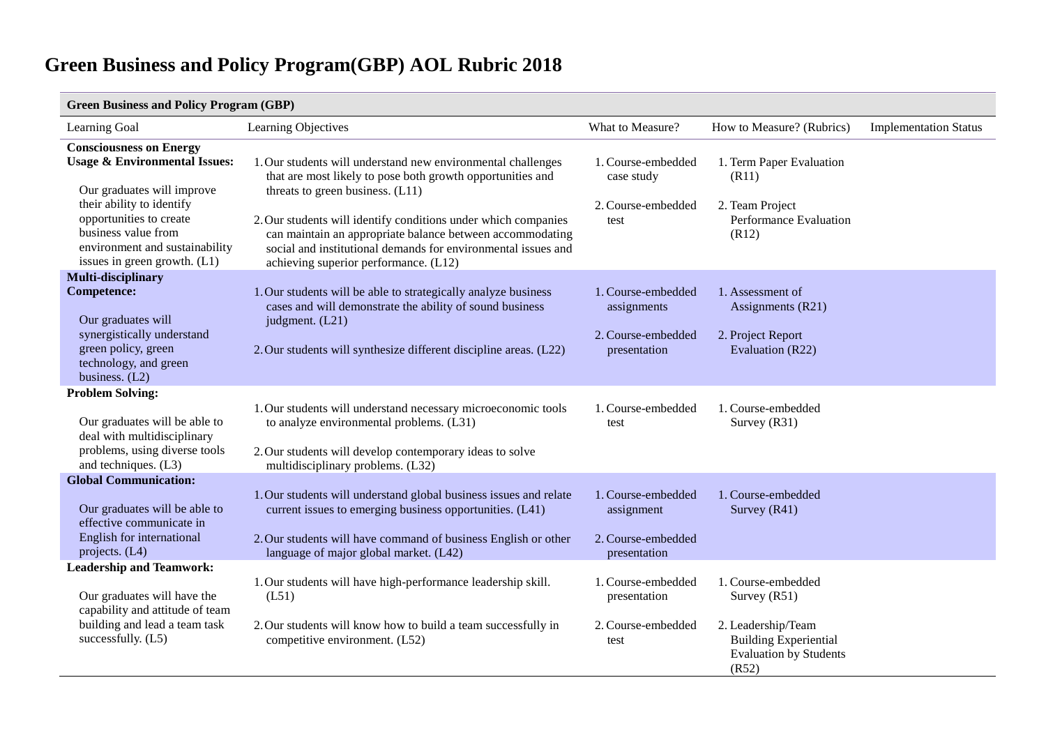# Green Business and Policy Program(GBP) AOL Rubric 2018

| Green Business and Policy Program (GBP) | | | | |
|---|---|---|---|---|
| Learning Goal | Learning Objectives | What to Measure? | How to Measure? (Rubrics) | Implementation Status |
| **Consciousness on Energy Usage & Environmental Issues:** Our graduates will improve their ability to identify opportunities to create business value from environment and sustainability issues in green growth. (L1) | 1. Our students will understand new environmental challenges that are most likely to pose both growth opportunities and threats to green business. (L11)<br>2. Our students will identify conditions under which companies can maintain an appropriate balance between accommodating social and institutional demands for environmental issues and achieving superior performance. (L12) | 1. Course-embedded case study<br>2. Course-embedded test | 1. Term Paper Evaluation (R11)<br>2. Team Project Performance Evaluation (R12) | |
| **Multi-disciplinary Competence:** Our graduates will synergistically understand green policy, green technology, and green business. (L2) | 1. Our students will be able to strategically analyze business cases and will demonstrate the ability of sound business judgment. (L21)<br>2. Our students will synthesize different discipline areas. (L22) | 1. Course-embedded assignments<br>2. Course-embedded presentation | 1. Assessment of Assignments (R21)<br>2. Project Report Evaluation (R22) | |
| **Problem Solving:** Our graduates will be able to deal with multidisciplinary problems, using diverse tools and techniques. (L3) | 1. Our students will understand necessary microeconomic tools to analyze environmental problems. (L31)<br>2. Our students will develop contemporary ideas to solve multidisciplinary problems. (L32) | 1. Course-embedded test | 1. Course-embedded Survey (R31) | |
| **Global Communication:** Our graduates will be able to effective communicate in English for international projects. (L4) | 1. Our students will understand global business issues and relate current issues to emerging business opportunities. (L41)<br>2. Our students will have command of business English or other language of major global market. (L42) | 1. Course-embedded assignment<br>2. Course-embedded presentation | 1. Course-embedded Survey (R41) | |
| **Leadership and Teamwork:** Our graduates will have the capability and attitude of team building and lead a team task successfully. (L5) | 1. Our students will have high-performance leadership skill. (L51)<br>2. Our students will know how to build a team successfully in competitive environment. (L52) | 1. Course-embedded presentation<br>2. Course-embedded test | 1. Course-embedded Survey (R51)<br>2. Leadership/Team Building Experiential Evaluation by Students (R52) | |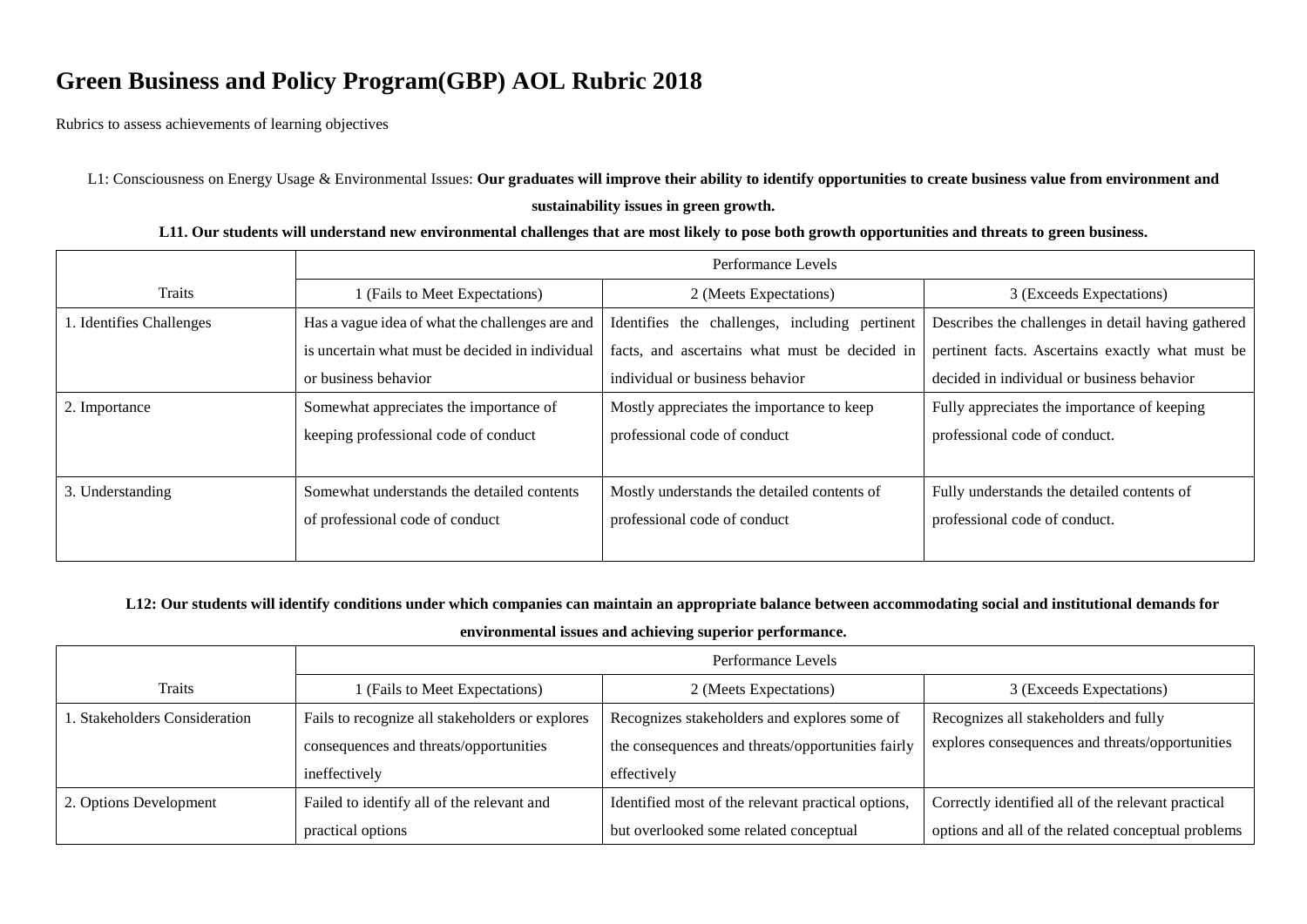# Green Business and Policy Program(GBP) AOL Rubric 2018

Rubrics to assess achievements of learning objectives

L1: Consciousness on Energy Usage & Environmental Issues: **Our graduates will improve their ability to identify opportunities to create business value from environment and sustainability issues in green growth.**

**L11. Our students will understand new environmental challenges that are most likely to pose both growth opportunities and threats to green business.**

| Traits | Performance Levels | | |
|---|---|---|---|
| | 1 (Fails to Meet Expectations) | 2 (Meets Expectations) | 3 (Exceeds Expectations) |
| 1. Identifies Challenges | Has a vague idea of what the challenges are and is uncertain what must be decided in individual or business behavior | Identifies the challenges, including pertinent facts, and ascertains what must be decided in individual or business behavior | Describes the challenges in detail having gathered pertinent facts. Ascertains exactly what must be decided in individual or business behavior |
| 2. Importance | Somewhat appreciates the importance of keeping professional code of conduct | Mostly appreciates the importance to keep professional code of conduct | Fully appreciates the importance of keeping professional code of conduct. |
| 3. Understanding | Somewhat understands the detailed contents of professional code of conduct | Mostly understands the detailed contents of professional code of conduct | Fully understands the detailed contents of professional code of conduct. |

**L12: Our students will identify conditions under which companies can maintain an appropriate balance between accommodating social and institutional demands for environmental issues and achieving superior performance.**

| Traits | Performance Levels | | |
|---|---|---|---|
| | 1 (Fails to Meet Expectations) | 2 (Meets Expectations) | 3 (Exceeds Expectations) |
| 1. Stakeholders Consideration | Fails to recognize all stakeholders or explores consequences and threats/opportunities ineffectively | Recognizes stakeholders and explores some of the consequences and threats/opportunities fairly effectively | Recognizes all stakeholders and fully explores consequences and threats/opportunities |
| 2. Options Development | Failed to identify all of the relevant and practical options | Identified most of the relevant practical options, but overlooked some related conceptual | Correctly identified all of the relevant practical options and all of the related conceptual problems |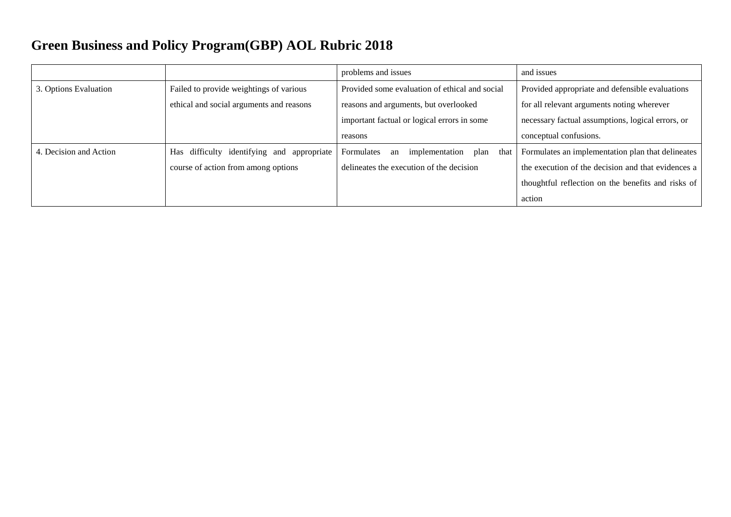# Green Business and Policy Program(GBP) AOL Rubric 2018

| | | | |
|---|---|---|---|
| | | problems and issues | and issues |
| 3. Options Evaluation | Failed to provide weightings of various ethical and social arguments and reasons | Provided some evaluation of ethical and social reasons and arguments, but overlooked important factual or logical errors in some reasons | Provided appropriate and defensible evaluations for all relevant arguments noting wherever necessary factual assumptions, logical errors, or conceptual confusions. |
| 4. Decision and Action | Has difficulty identifying and appropriate course of action from among options | Formulates an implementation plan that delineates the execution of the decision | Formulates an implementation plan that delineates the execution of the decision and that evidences a thoughtful reflection on the benefits and risks of action |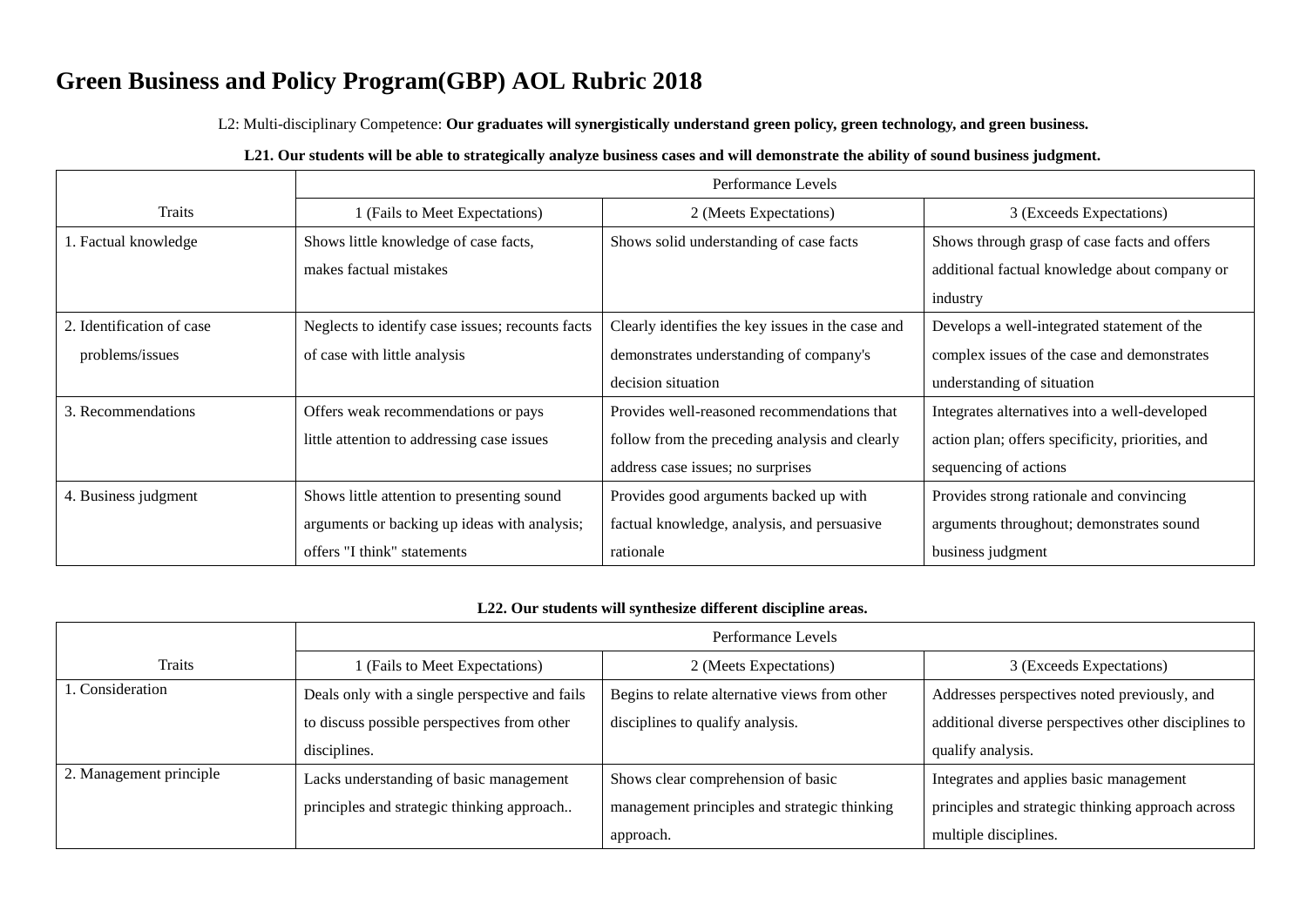# Green Business and Policy Program(GBP) AOL Rubric 2018

L2: Multi-disciplinary Competence: **Our graduates will synergistically understand green policy, green technology, and green business.**

**L21. Our students will be able to strategically analyze business cases and will demonstrate the ability of sound business judgment.**

| Traits | Performance Levels | | |
|---|---|---|---|
| | 1 (Fails to Meet Expectations) | 2 (Meets Expectations) | 3 (Exceeds Expectations) |
| 1. Factual knowledge | Shows little knowledge of case facts, makes factual mistakes | Shows solid understanding of case facts | Shows through grasp of case facts and offers additional factual knowledge about company or industry |
| 2. Identification of case problems/issues | Neglects to identify case issues; recounts facts of case with little analysis | Clearly identifies the key issues in the case and demonstrates understanding of company's decision situation | Develops a well-integrated statement of the complex issues of the case and demonstrates understanding of situation |
| 3. Recommendations | Offers weak recommendations or pays little attention to addressing case issues | Provides well-reasoned recommendations that follow from the preceding analysis and clearly address case issues; no surprises | Integrates alternatives into a well-developed action plan; offers specificity, priorities, and sequencing of actions |
| 4. Business judgment | Shows little attention to presenting sound arguments or backing up ideas with analysis; offers "I think" statements | Provides good arguments backed up with factual knowledge, analysis, and persuasive rationale | Provides strong rationale and convincing arguments throughout; demonstrates sound business judgment |

**L22. Our students will synthesize different discipline areas.**

| Traits | Performance Levels | | |
|---|---|---|---|
| | 1 (Fails to Meet Expectations) | 2 (Meets Expectations) | 3 (Exceeds Expectations) |
| 1. Consideration | Deals only with a single perspective and fails to discuss possible perspectives from other disciplines. | Begins to relate alternative views from other disciplines to qualify analysis. | Addresses perspectives noted previously, and additional diverse perspectives other disciplines to qualify analysis. |
| 2. Management principle | Lacks understanding of basic management principles and strategic thinking approach.. | Shows clear comprehension of basic management principles and strategic thinking approach. | Integrates and applies basic management principles and strategic thinking approach across multiple disciplines. |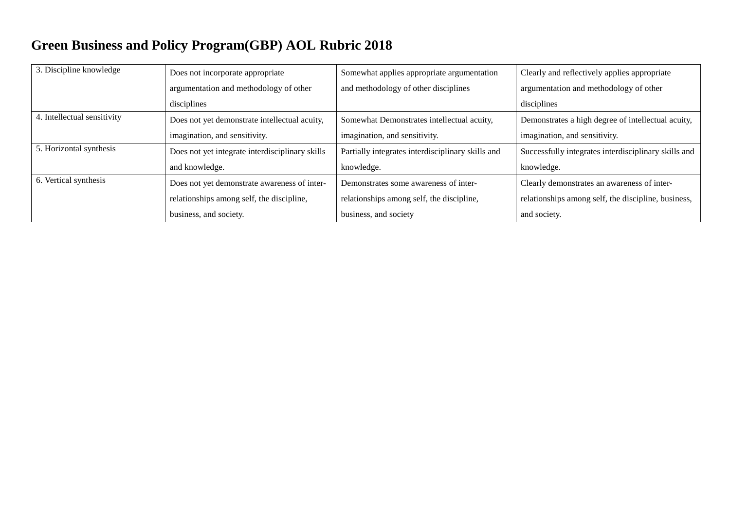# Green Business and Policy Program(GBP) AOL Rubric 2018

| | | | |
|---|---|---|---|
| 3. Discipline knowledge | Does not incorporate appropriate argumentation and methodology of other disciplines | Somewhat applies appropriate argumentation and methodology of other disciplines | Clearly and reflectively applies appropriate argumentation and methodology of other disciplines |
| 4. Intellectual sensitivity | Does not yet demonstrate intellectual acuity, imagination, and sensitivity. | Somewhat Demonstrates intellectual acuity, imagination, and sensitivity. | Demonstrates a high degree of intellectual acuity, imagination, and sensitivity. |
| 5. Horizontal synthesis | Does not yet integrate interdisciplinary skills and knowledge. | Partially integrates interdisciplinary skills and knowledge. | Successfully integrates interdisciplinary skills and knowledge. |
| 6. Vertical synthesis | Does not yet demonstrate awareness of inter-relationships among self, the discipline, business, and society. | Demonstrates some awareness of inter-relationships among self, the discipline, business, and society | Clearly demonstrates an awareness of inter-relationships among self, the discipline, business, and society. |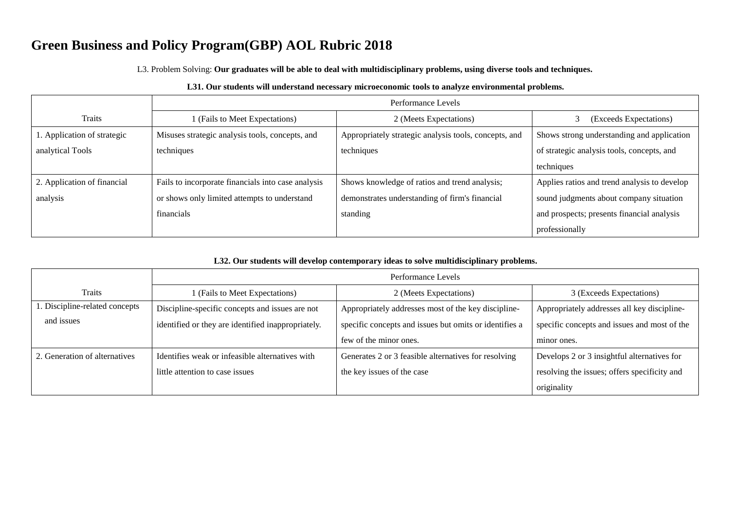# Green Business and Policy Program(GBP) AOL Rubric 2018

L3. Problem Solving: **Our graduates will be able to deal with multidisciplinary problems, using diverse tools and techniques.**

**L31. Our students will understand necessary microeconomic tools to analyze environmental problems.**

| | Performance Levels | | |
|---|---|---|---|
| Traits | 1 (Fails to Meet Expectations) | 2 (Meets Expectations) | 3 (Exceeds Expectations) |
| 1. Application of strategic analytical Tools | Misuses strategic analysis tools, concepts, and techniques | Appropriately strategic analysis tools, concepts, and techniques | Shows strong understanding and application of strategic analysis tools, concepts, and techniques |
| 2. Application of financial analysis | Fails to incorporate financials into case analysis or shows only limited attempts to understand financials | Shows knowledge of ratios and trend analysis; demonstrates understanding of firm's financial standing | Applies ratios and trend analysis to develop sound judgments about company situation and prospects; presents financial analysis professionally |

**L32. Our students will develop contemporary ideas to solve multidisciplinary problems.**

| | Performance Levels | | |
|---|---|---|---|
| Traits | 1 (Fails to Meet Expectations) | 2 (Meets Expectations) | 3 (Exceeds Expectations) |
| 1. Discipline-related concepts and issues | Discipline-specific concepts and issues are not identified or they are identified inappropriately. | Appropriately addresses most of the key discipline-specific concepts and issues but omits or identifies a few of the minor ones. | Appropriately addresses all key discipline-specific concepts and issues and most of the minor ones. |
| 2. Generation of alternatives | Identifies weak or infeasible alternatives with little attention to case issues | Generates 2 or 3 feasible alternatives for resolving the key issues of the case | Develops 2 or 3 insightful alternatives for resolving the issues; offers specificity and originality |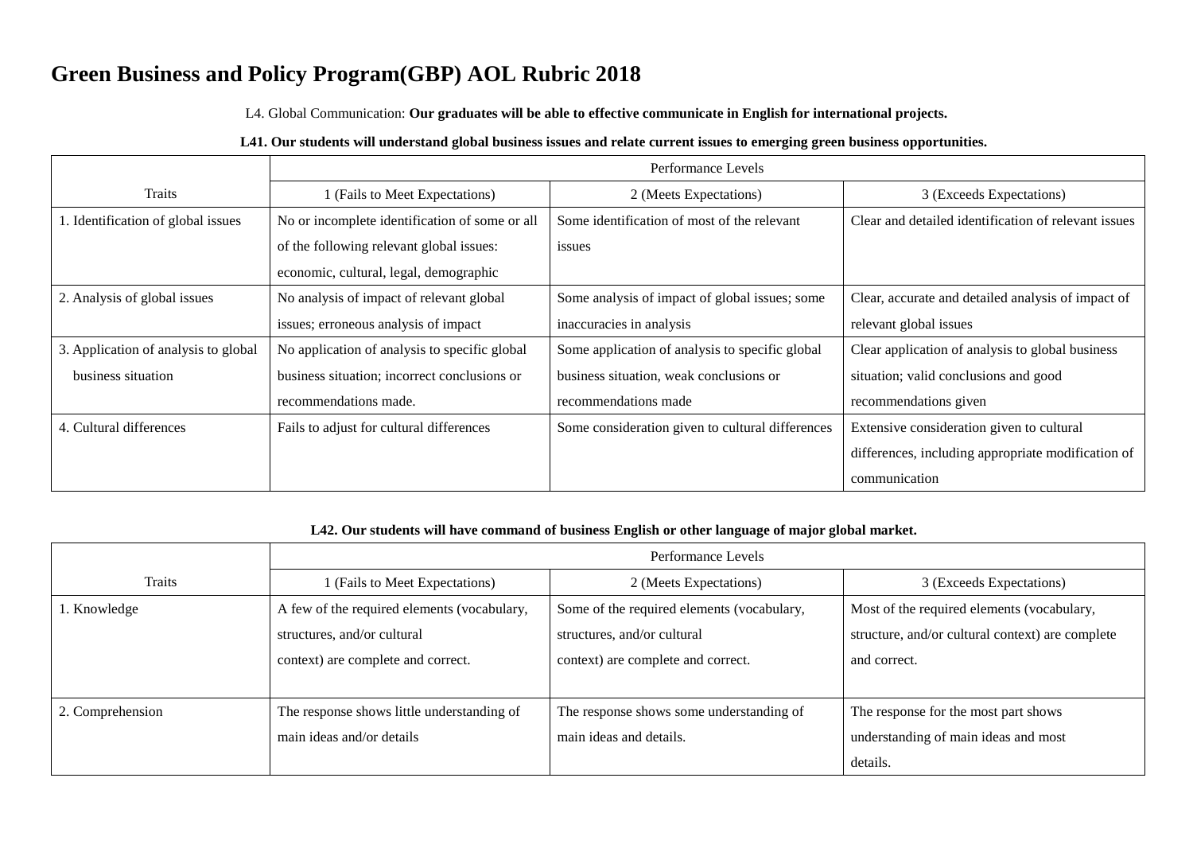# Green Business and Policy Program(GBP) AOL Rubric 2018

L4. Global Communication: **Our graduates will be able to effective communicate in English for international projects.**

**L41. Our students will understand global business issues and relate current issues to emerging green business opportunities.**

| | Performance Levels | | |
|---|---|---|---|
| Traits | 1 (Fails to Meet Expectations) | 2 (Meets Expectations) | 3 (Exceeds Expectations) |
| 1. Identification of global issues | No or incomplete identification of some or all of the following relevant global issues: economic, cultural, legal, demographic | Some identification of most of the relevant issues | Clear and detailed identification of relevant issues |
| 2. Analysis of global issues | No analysis of impact of relevant global issues; erroneous analysis of impact | Some analysis of impact of global issues; some inaccuracies in analysis | Clear, accurate and detailed analysis of impact of relevant global issues |
| 3. Application of analysis to global business situation | No application of analysis to specific global business situation; incorrect conclusions or recommendations made. | Some application of analysis to specific global business situation, weak conclusions or recommendations made | Clear application of analysis to global business situation; valid conclusions and good recommendations given |
| 4. Cultural differences | Fails to adjust for cultural differences | Some consideration given to cultural differences | Extensive consideration given to cultural differences, including appropriate modification of communication |

**L42. Our students will have command of business English or other language of major global market.**

| | Performance Levels | | |
|---|---|---|---|
| Traits | 1 (Fails to Meet Expectations) | 2 (Meets Expectations) | 3 (Exceeds Expectations) |
| 1. Knowledge | A few of the required elements (vocabulary, structures, and/or cultural context) are complete and correct. | Some of the required elements (vocabulary, structures, and/or cultural context) are complete and correct. | Most of the required elements (vocabulary, structure, and/or cultural context) are complete and correct. |
| 2. Comprehension | The response shows little understanding of main ideas and/or details | The response shows some understanding of main ideas and details. | The response for the most part shows understanding of main ideas and most details. |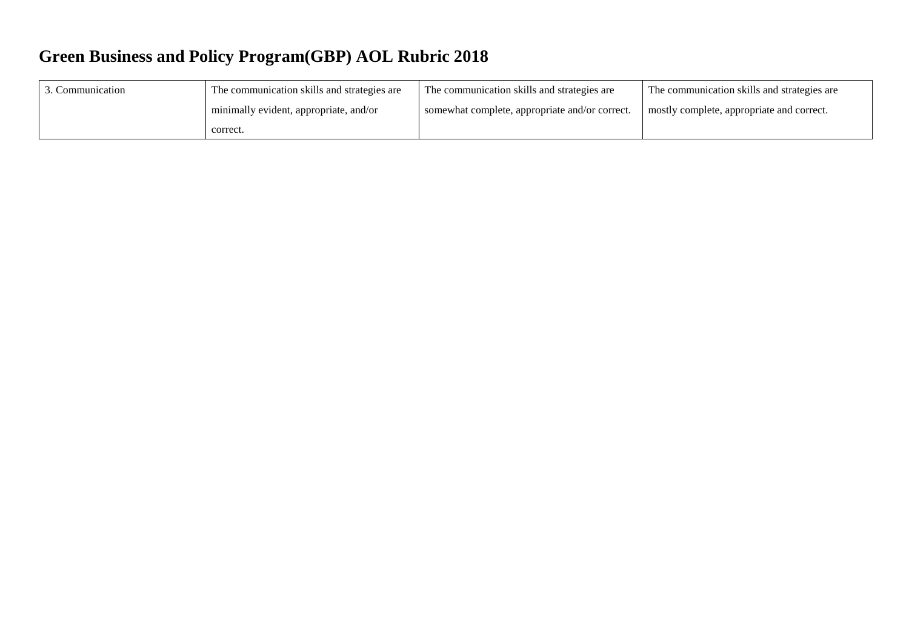## Green Business and Policy Program(GBP) AOL Rubric 2018

| 3. Communication | The communication skills and strategies are minimally evident, appropriate, and/or correct. | The communication skills and strategies are somewhat complete, appropriate and/or correct. | The communication skills and strategies are mostly complete, appropriate and correct. |
|---|---|---|---|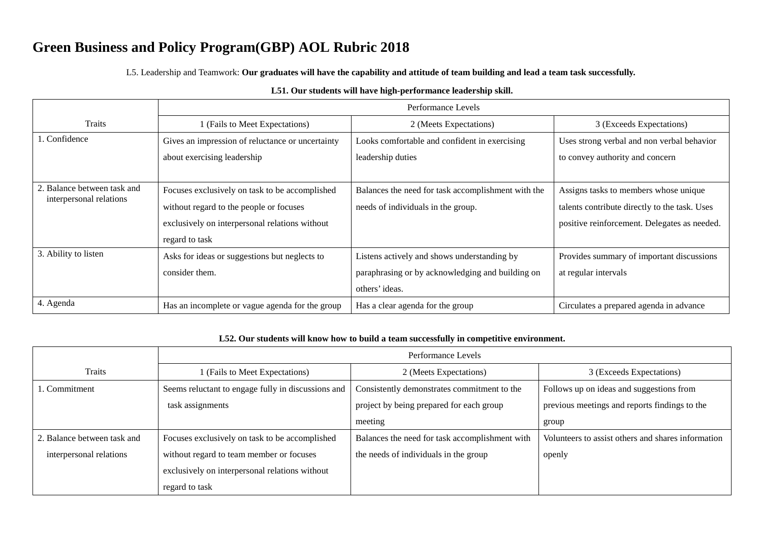# Green Business and Policy Program(GBP) AOL Rubric 2018

L5. Leadership and Teamwork: **Our graduates will have the capability and attitude of team building and lead a team task successfully.**

**L51. Our students will have high-performance leadership skill.**

| | Performance Levels | | |
|---|---|---|---|
| Traits | 1 (Fails to Meet Expectations) | 2 (Meets Expectations) | 3 (Exceeds Expectations) |
| 1. Confidence | Gives an impression of reluctance or uncertainty about exercising leadership | Looks comfortable and confident in exercising leadership duties | Uses strong verbal and non verbal behavior to convey authority and concern |
| 2. Balance between task and interpersonal relations | Focuses exclusively on task to be accomplished without regard to the people or focuses exclusively on interpersonal relations without regard to task | Balances the need for task accomplishment with the needs of individuals in the group. | Assigns tasks to members whose unique talents contribute directly to the task. Uses positive reinforcement. Delegates as needed. |
| 3. Ability to listen | Asks for ideas or suggestions but neglects to consider them. | Listens actively and shows understanding by paraphrasing or by acknowledging and building on others' ideas. | Provides summary of important discussions at regular intervals |
| 4. Agenda | Has an incomplete or vague agenda for the group | Has a clear agenda for the group | Circulates a prepared agenda in advance |

**L52. Our students will know how to build a team successfully in competitive environment.**

| | Performance Levels | | |
|---|---|---|---|
| Traits | 1 (Fails to Meet Expectations) | 2 (Meets Expectations) | 3 (Exceeds Expectations) |
| 1. Commitment | Seems reluctant to engage fully in discussions and task assignments | Consistently demonstrates commitment to the project by being prepared for each group meeting | Follows up on ideas and suggestions from previous meetings and reports findings to the group |
| 2. Balance between task and interpersonal relations | Focuses exclusively on task to be accomplished without regard to team member or focuses exclusively on interpersonal relations without regard to task | Balances the need for task accomplishment with the needs of individuals in the group | Volunteers to assist others and shares information openly |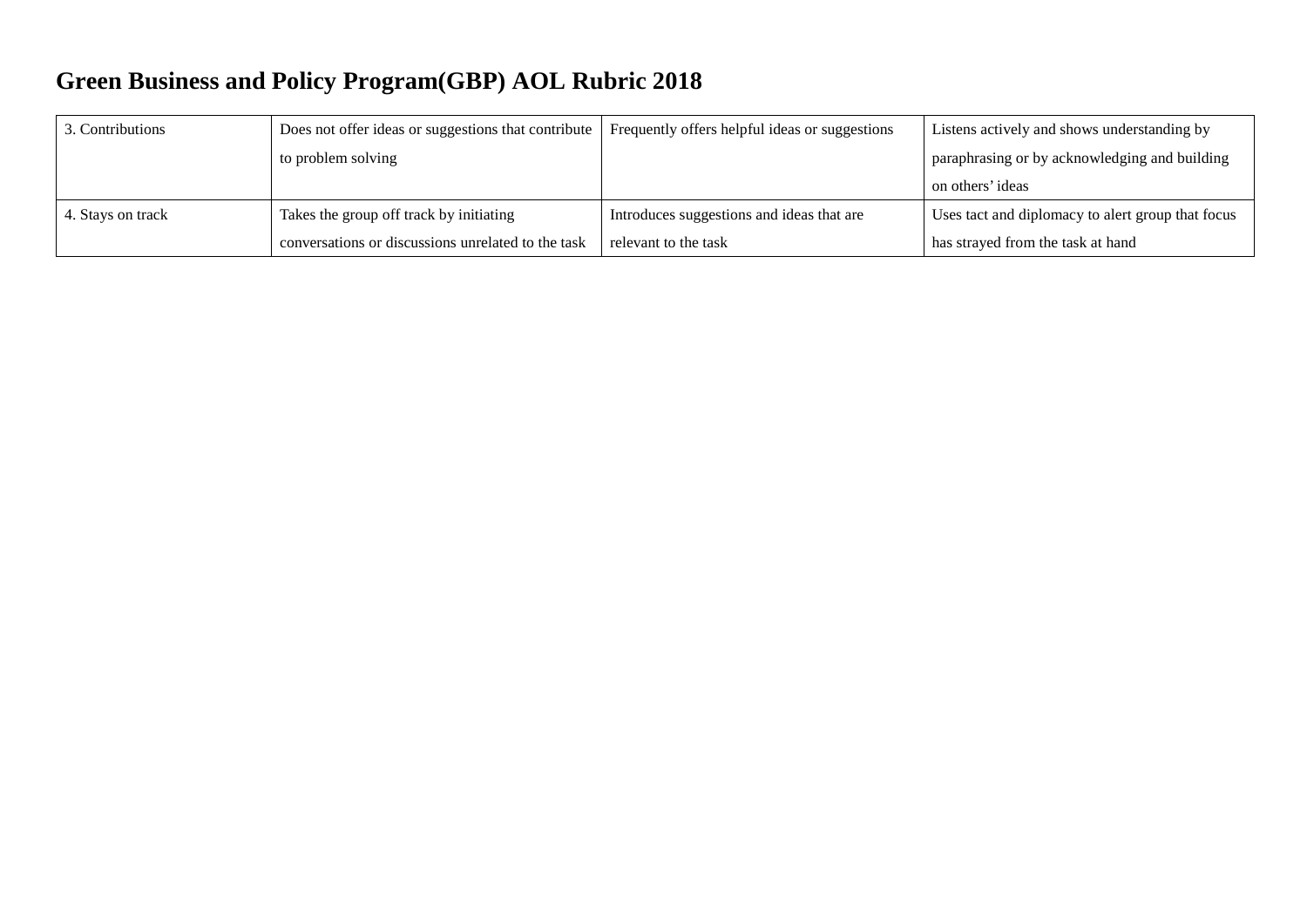# Green Business and Policy Program(GBP) AOL Rubric 2018

| | | | |
|---|---|---|---|
| 3. Contributions | Does not offer ideas or suggestions that contribute to problem solving | Frequently offers helpful ideas or suggestions | Listens actively and shows understanding by paraphrasing or by acknowledging and building on others' ideas |
| 4. Stays on track | Takes the group off track by initiating conversations or discussions unrelated to the task | Introduces suggestions and ideas that are relevant to the task | Uses tact and diplomacy to alert group that focus has strayed from the task at hand |